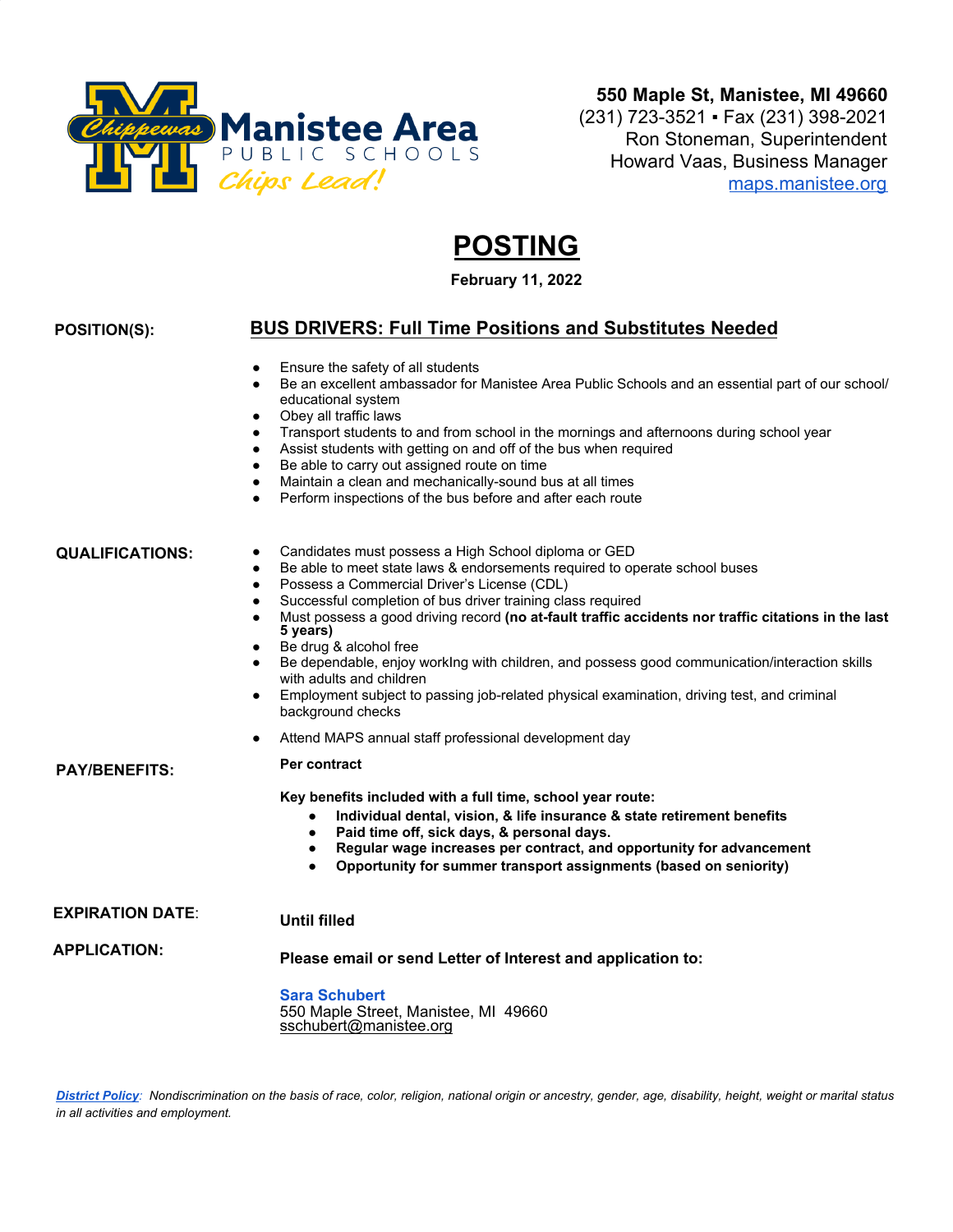Manistee Area PUBLIC SCHOOLS
Chips Lead!

**550 Maple St, Manistee, MI 49660**
(231) 723-3521 ▪ Fax (231) 398-2021
Ron Stoneman, Superintendent
Howard Vaas, Business Manager
maps.manistee.org

# POSTING

**February 11, 2022**

**POSITION(S):** **BUS DRIVERS: Full Time Positions and Substitutes Needed**

- Ensure the safety of all students
- Be an excellent ambassador for Manistee Area Public Schools and an essential part of our school/ educational system
- Obey all traffic laws
- Transport students to and from school in the mornings and afternoons during school year
- Assist students with getting on and off of the bus when required
- Be able to carry out assigned route on time
- Maintain a clean and mechanically-sound bus at all times
- Perform inspections of the bus before and after each route

**QUALIFICATIONS:**

- Candidates must possess a High School diploma or GED
- Be able to meet state laws & endorsements required to operate school buses
- Possess a Commercial Driver's License (CDL)
- Successful completion of bus driver training class required
- Must possess a good driving record **(no at-fault traffic accidents nor traffic citations in the last 5 years)**
- Be drug & alcohol free
- Be dependable, enjoy workIng with children, and possess good communication/interaction skills with adults and children
- Employment subject to passing job-related physical examination, driving test, and criminal background checks
- Attend MAPS annual staff professional development day

**PAY/BENEFITS:** **Per contract**

**Key benefits included with a full time, school year route:**

- **Individual dental, vision, & life insurance & state retirement benefits**
- **Paid time off, sick days, & personal days.**
- **Regular wage increases per contract, and opportunity for advancement**
- **Opportunity for summer transport assignments (based on seniority)**

**EXPIRATION DATE**: **Until filled**

**APPLICATION:** **Please email or send Letter of Interest and application to:**

**Sara Schubert**
550 Maple Street, Manistee, MI 49660
sschubert@manistee.org

*__District Policy__: Nondiscrimination on the basis of race, color, religion, national origin or ancestry, gender, age, disability, height, weight or marital status in all activities and employment.*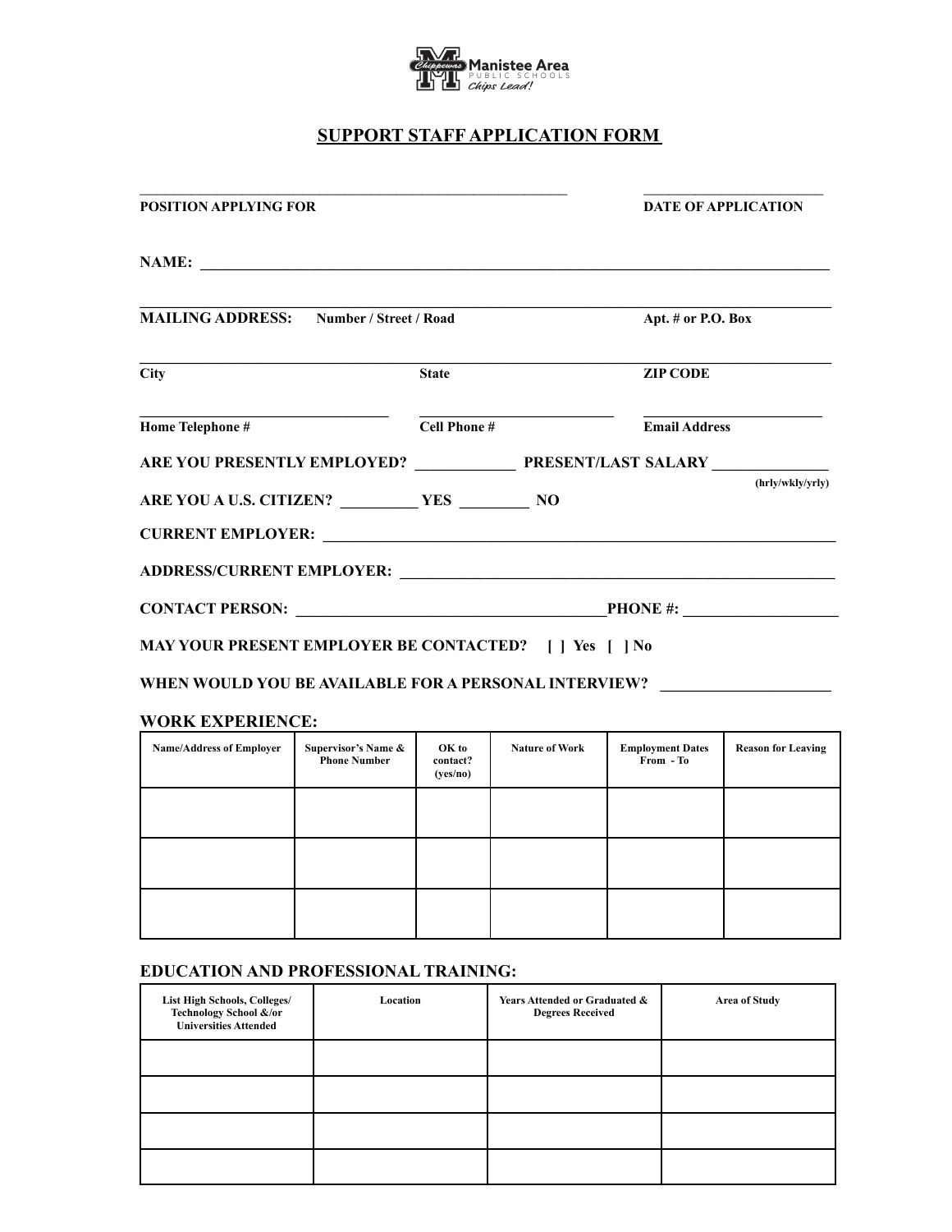# SUPPORT STAFF APPLICATION FORM

_______________________________________________ &nbsp;&nbsp;&nbsp;&nbsp; ______________________
**POSITION APPLYING FOR** &nbsp;&nbsp;&nbsp;&nbsp; **DATE OF APPLICATION**

**NAME:** ______________________________________________________________________________

______________________________________________________________________________
**MAILING ADDRESS:** &nbsp; **Number / Street / Road** &nbsp;&nbsp;&nbsp;&nbsp; **Apt. # or P.O. Box**

______________________________________________________________________________
**City** &nbsp;&nbsp;&nbsp;&nbsp; **State** &nbsp;&nbsp;&nbsp;&nbsp; **ZIP CODE**

______________________________ &nbsp; ________________________ &nbsp; ______________________
**Home Telephone #** &nbsp;&nbsp;&nbsp;&nbsp; **Cell Phone #** &nbsp;&nbsp;&nbsp;&nbsp; **Email Address**

**ARE YOU PRESENTLY EMPLOYED?** ____________ **PRESENT/LAST SALARY** ______________
**(hrly/wkly/yrly)**

**ARE YOU A U.S. CITIZEN?** __________ **YES** _________ **NO**

**CURRENT EMPLOYER:** ______________________________________________________________

**ADDRESS/CURRENT EMPLOYER:** _______________________________________________________

**CONTACT PERSON:** _______________________________________ **PHONE #:** ___________________

**MAY YOUR PRESENT EMPLOYER BE CONTACTED?** [ ] Yes [ ] No

**WHEN WOULD YOU BE AVAILABLE FOR A PERSONAL INTERVIEW?** _____________________

## WORK EXPERIENCE:

| Name/Address of Employer | Supervisor's Name & Phone Number | OK to contact? (yes/no) | Nature of Work | Employment Dates From - To | Reason for Leaving |
|---|---|---|---|---|---|
| | | | | | |
| | | | | | |
| | | | | | |

## EDUCATION AND PROFESSIONAL TRAINING:

| List High Schools, Colleges/ Technology School &/or Universities Attended | Location | Years Attended or Graduated & Degrees Received | Area of Study |
|---|---|---|---|
| | | | |
| | | | |
| | | | |
| | | | |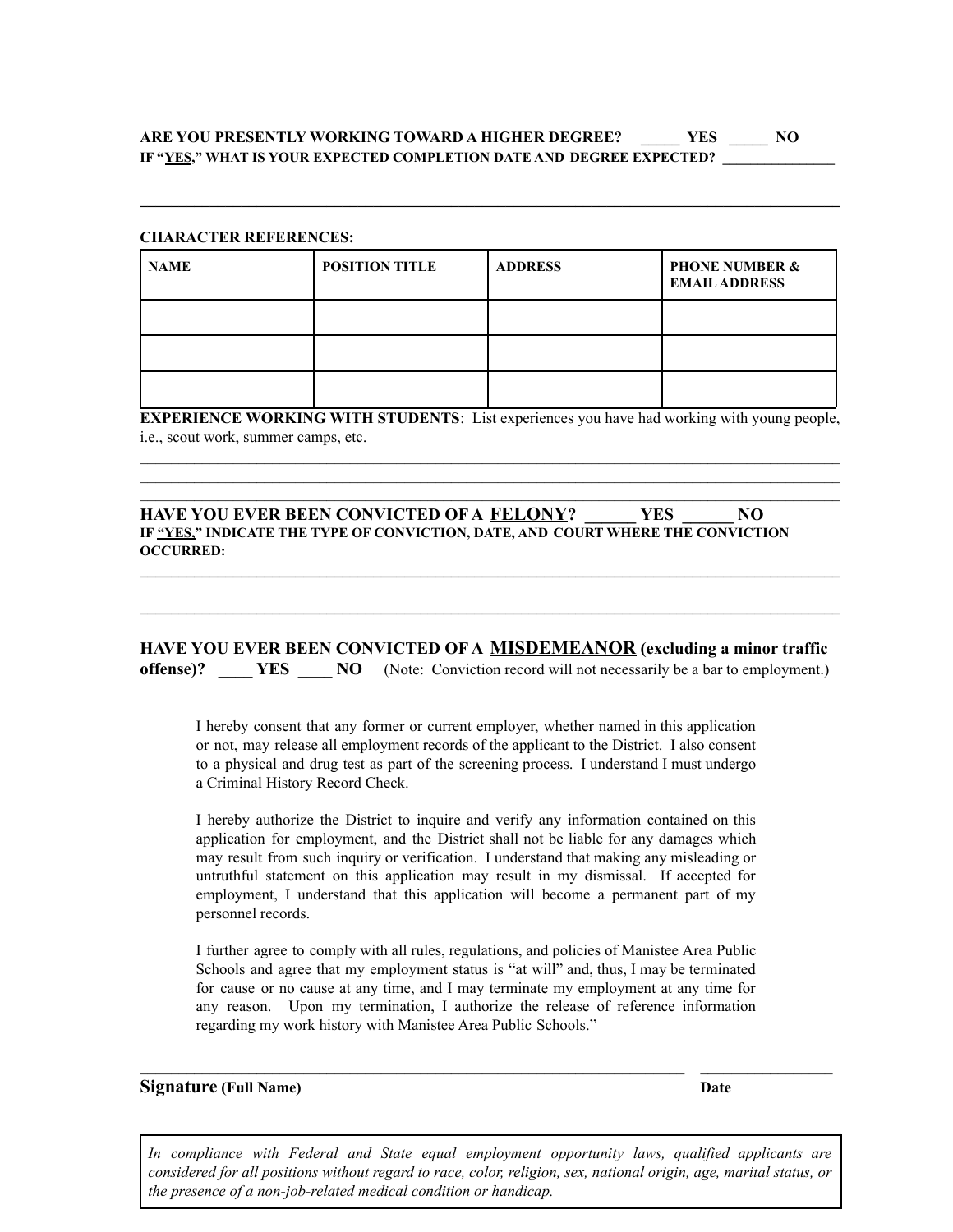**ARE YOU PRESENTLY WORKING TOWARD A HIGHER DEGREE? _____ YES _____ NO**
**IF "YES," WHAT IS YOUR EXPECTED COMPLETION DATE AND DEGREE EXPECTED? _______________**

_______________________________________________________________________________

**CHARACTER REFERENCES:**

| NAME | POSITION TITLE | ADDRESS | PHONE NUMBER & EMAIL ADDRESS |
|---|---|---|---|
| | | | |
| | | | |
| | | | |

**EXPERIENCE WORKING WITH STUDENTS**: List experiences you have had working with young people, i.e., scout work, summer camps, etc.

_______________________________________________________________________________
_______________________________________________________________________________
_______________________________________________________________________________

**HAVE YOU EVER BEEN CONVICTED OF A FELONY? ______ YES ______ NO**
**IF "YES," INDICATE THE TYPE OF CONVICTION, DATE, AND COURT WHERE THE CONVICTION OCCURRED:**

_______________________________________________________________________________

_______________________________________________________________________________

**HAVE YOU EVER BEEN CONVICTED OF A MISDEMEANOR (excluding a minor traffic offense)? ____ YES ____ NO** (Note: Conviction record will not necessarily be a bar to employment.)

I hereby consent that any former or current employer, whether named in this application or not, may release all employment records of the applicant to the District. I also consent to a physical and drug test as part of the screening process. I understand I must undergo a Criminal History Record Check.

I hereby authorize the District to inquire and verify any information contained on this application for employment, and the District shall not be liable for any damages which may result from such inquiry or verification. I understand that making any misleading or untruthful statement on this application may result in my dismissal. If accepted for employment, I understand that this application will become a permanent part of my personnel records.

I further agree to comply with all rules, regulations, and policies of Manistee Area Public Schools and agree that my employment status is "at will" and, thus, I may be terminated for cause or no cause at any time, and I may terminate my employment at any time for any reason. Upon my termination, I authorize the release of reference information regarding my work history with Manistee Area Public Schools."

_________________________________________________________________ _______________

**Signature (Full Name)** **Date**

*In compliance with Federal and State equal employment opportunity laws, qualified applicants are considered for all positions without regard to race, color, religion, sex, national origin, age, marital status, or the presence of a non-job-related medical condition or handicap.*